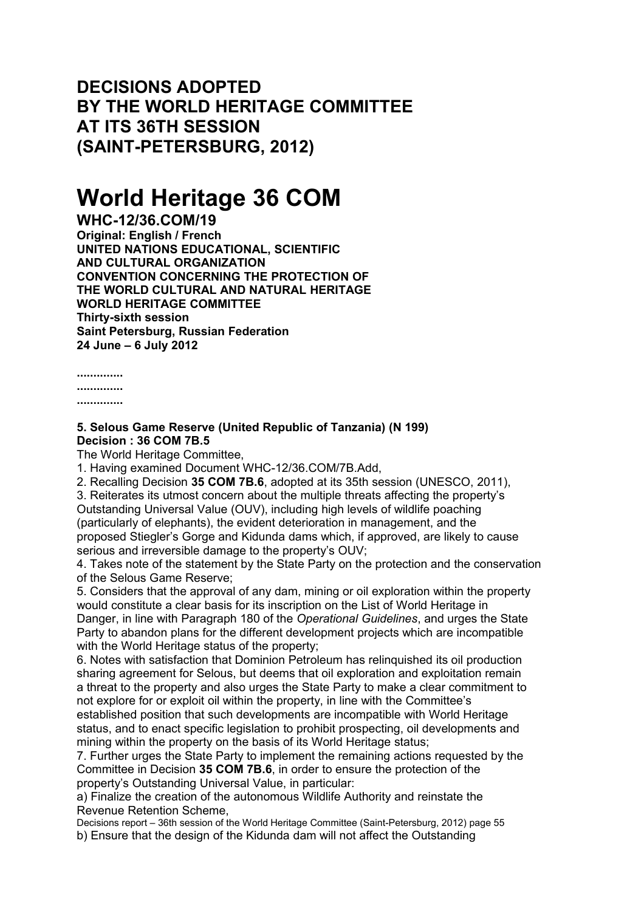# DECISIONS ADOPTED BY THE WORLD HERITAGE COMMITTEE AT ITS 36TH SESSION (SAINT-PETERSBURG, 2012)

# World Heritage 36 COM

**WHC-12/36.COM/19**
**Original: English / French**
**UNITED NATIONS EDUCATIONAL, SCIENTIFIC AND CULTURAL ORGANIZATION**
**CONVENTION CONCERNING THE PROTECTION OF THE WORLD CULTURAL AND NATURAL HERITAGE**
**WORLD HERITAGE COMMITTEE**
**Thirty-sixth session**
**Saint Petersburg, Russian Federation**
**24 June – 6 July 2012**

**..............**
**..............**
**..............**

**5. Selous Game Reserve (United Republic of Tanzania) (N 199)**
**Decision : 36 COM 7B.5**

The World Heritage Committee,

1. Having examined Document WHC-12/36.COM/7B.Add,
2. Recalling Decision **35 COM 7B.6**, adopted at its 35th session (UNESCO, 2011),
3. Reiterates its utmost concern about the multiple threats affecting the property's Outstanding Universal Value (OUV), including high levels of wildlife poaching (particularly of elephants), the evident deterioration in management, and the proposed Stiegler's Gorge and Kidunda dams which, if approved, are likely to cause serious and irreversible damage to the property's OUV;
4. Takes note of the statement by the State Party on the protection and the conservation of the Selous Game Reserve;
5. Considers that the approval of any dam, mining or oil exploration within the property would constitute a clear basis for its inscription on the List of World Heritage in Danger, in line with Paragraph 180 of the *Operational Guidelines*, and urges the State Party to abandon plans for the different development projects which are incompatible with the World Heritage status of the property;
6. Notes with satisfaction that Dominion Petroleum has relinquished its oil production sharing agreement for Selous, but deems that oil exploration and exploitation remain a threat to the property and also urges the State Party to make a clear commitment to not explore for or exploit oil within the property, in line with the Committee's established position that such developments are incompatible with World Heritage status, and to enact specific legislation to prohibit prospecting, oil developments and mining within the property on the basis of its World Heritage status;
7. Further urges the State Party to implement the remaining actions requested by the Committee in Decision **35 COM 7B.6**, in order to ensure the protection of the property's Outstanding Universal Value, in particular:
   a) Finalize the creation of the autonomous Wildlife Authority and reinstate the Revenue Retention Scheme,
   b) Ensure that the design of the Kidunda dam will not affect the Outstanding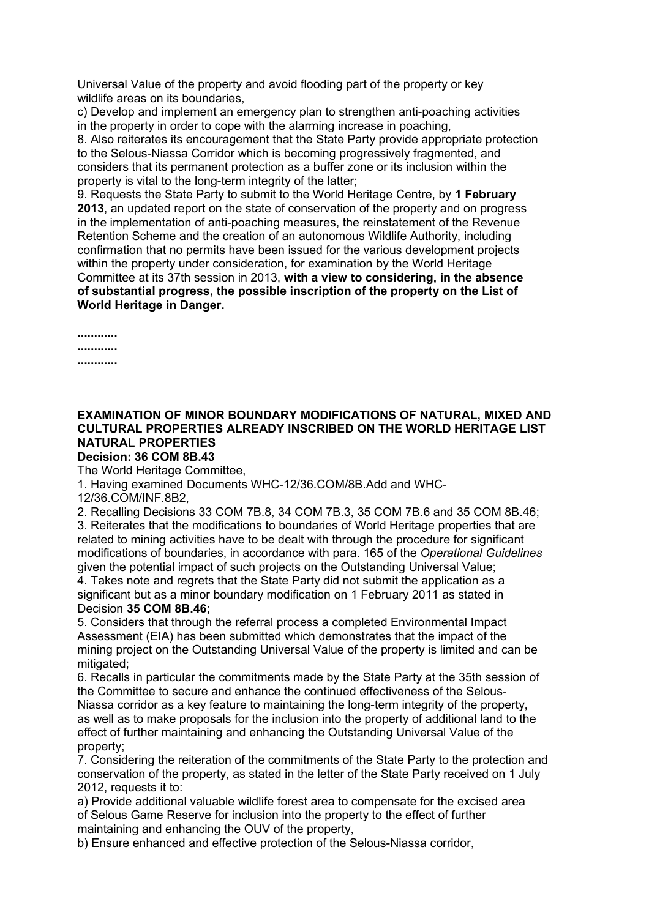Universal Value of the property and avoid flooding part of the property or key wildlife areas on its boundaries,

c) Develop and implement an emergency plan to strengthen anti-poaching activities in the property in order to cope with the alarming increase in poaching,

8. Also reiterates its encouragement that the State Party provide appropriate protection to the Selous-Niassa Corridor which is becoming progressively fragmented, and considers that its permanent protection as a buffer zone or its inclusion within the property is vital to the long-term integrity of the latter;

9. Requests the State Party to submit to the World Heritage Centre, by **1 February 2013**, an updated report on the state of conservation of the property and on progress in the implementation of anti-poaching measures, the reinstatement of the Revenue Retention Scheme and the creation of an autonomous Wildlife Authority, including confirmation that no permits have been issued for the various development projects within the property under consideration, for examination by the World Heritage Committee at its 37th session in 2013, **with a view to considering, in the absence of substantial progress, the possible inscription of the property on the List of World Heritage in Danger.**

**............**
**............**
**............**

## EXAMINATION OF MINOR BOUNDARY MODIFICATIONS OF NATURAL, MIXED AND CULTURAL PROPERTIES ALREADY INSCRIBED ON THE WORLD HERITAGE LIST NATURAL PROPERTIES

### Decision: 36 COM 8B.43

The World Heritage Committee,

1. Having examined Documents WHC-12/36.COM/8B.Add and WHC-12/36.COM/INF.8B2,

2. Recalling Decisions 33 COM 7B.8, 34 COM 7B.3, 35 COM 7B.6 and 35 COM 8B.46;

3. Reiterates that the modifications to boundaries of World Heritage properties that are related to mining activities have to be dealt with through the procedure for significant modifications of boundaries, in accordance with para. 165 of the *Operational Guidelines* given the potential impact of such projects on the Outstanding Universal Value;

4. Takes note and regrets that the State Party did not submit the application as a significant but as a minor boundary modification on 1 February 2011 as stated in Decision **35 COM 8B.46**;

5. Considers that through the referral process a completed Environmental Impact Assessment (EIA) has been submitted which demonstrates that the impact of the mining project on the Outstanding Universal Value of the property is limited and can be mitigated;

6. Recalls in particular the commitments made by the State Party at the 35th session of the Committee to secure and enhance the continued effectiveness of the Selous-Niassa corridor as a key feature to maintaining the long-term integrity of the property, as well as to make proposals for the inclusion into the property of additional land to the effect of further maintaining and enhancing the Outstanding Universal Value of the property;

7. Considering the reiteration of the commitments of the State Party to the protection and conservation of the property, as stated in the letter of the State Party received on 1 July 2012, requests it to:

a) Provide additional valuable wildlife forest area to compensate for the excised area of Selous Game Reserve for inclusion into the property to the effect of further maintaining and enhancing the OUV of the property,

b) Ensure enhanced and effective protection of the Selous-Niassa corridor,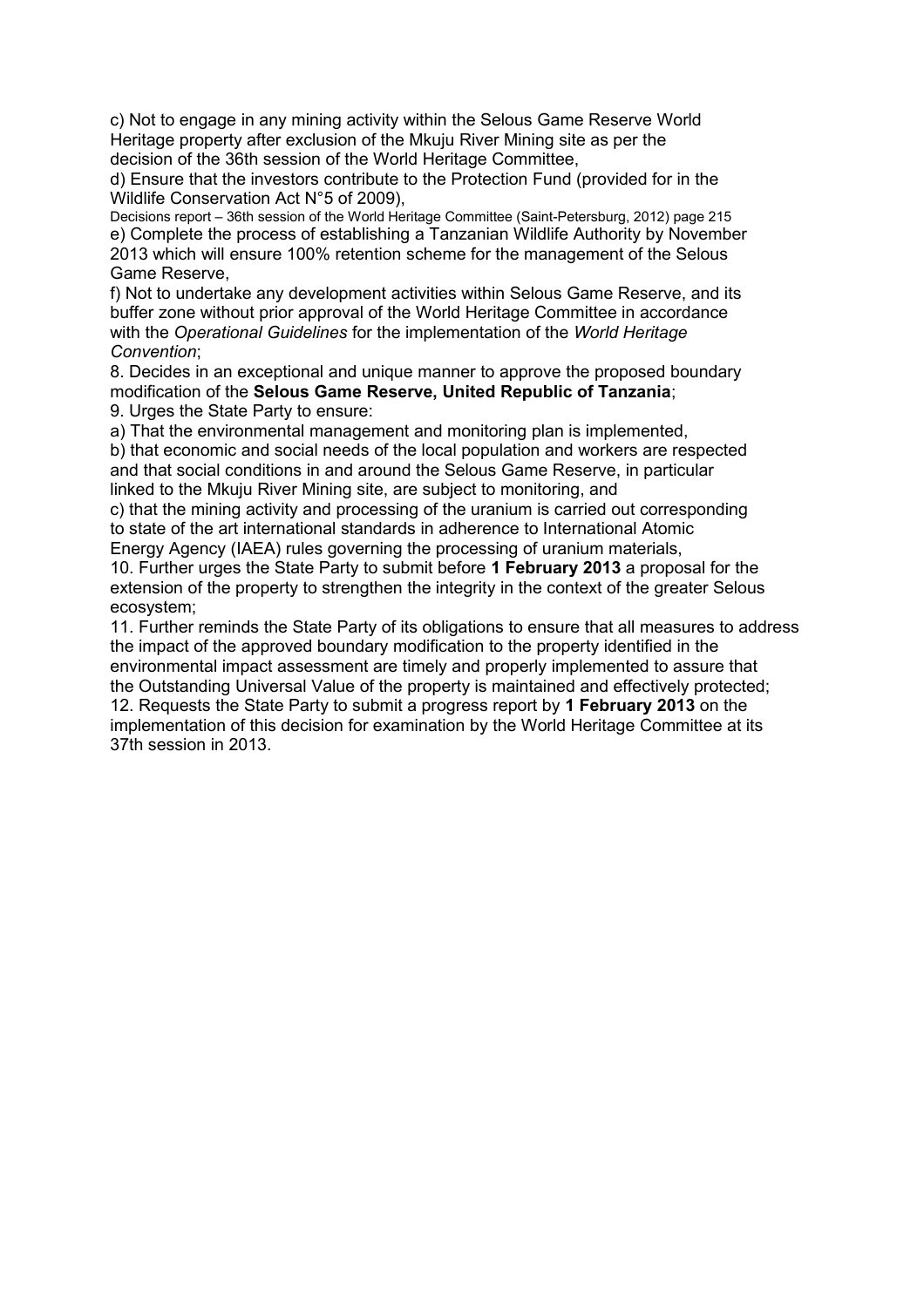c) Not to engage in any mining activity within the Selous Game Reserve World Heritage property after exclusion of the Mkuju River Mining site as per the decision of the 36th session of the World Heritage Committee,

d) Ensure that the investors contribute to the Protection Fund (provided for in the Wildlife Conservation Act N°5 of 2009),

e) Complete the process of establishing a Tanzanian Wildlife Authority by November 2013 which will ensure 100% retention scheme for the management of the Selous Game Reserve,

f) Not to undertake any development activities within Selous Game Reserve, and its buffer zone without prior approval of the World Heritage Committee in accordance with the *Operational Guidelines* for the implementation of the *World Heritage Convention*;

8. Decides in an exceptional and unique manner to approve the proposed boundary modification of the **Selous Game Reserve, United Republic of Tanzania**;

9. Urges the State Party to ensure:

a) That the environmental management and monitoring plan is implemented,

b) that economic and social needs of the local population and workers are respected and that social conditions in and around the Selous Game Reserve, in particular linked to the Mkuju River Mining site, are subject to monitoring, and

c) that the mining activity and processing of the uranium is carried out corresponding to state of the art international standards in adherence to International Atomic Energy Agency (IAEA) rules governing the processing of uranium materials,

10. Further urges the State Party to submit before **1 February 2013** a proposal for the extension of the property to strengthen the integrity in the context of the greater Selous ecosystem;

11. Further reminds the State Party of its obligations to ensure that all measures to address the impact of the approved boundary modification to the property identified in the environmental impact assessment are timely and properly implemented to assure that the Outstanding Universal Value of the property is maintained and effectively protected;

12. Requests the State Party to submit a progress report by **1 February 2013** on the implementation of this decision for examination by the World Heritage Committee at its 37th session in 2013.